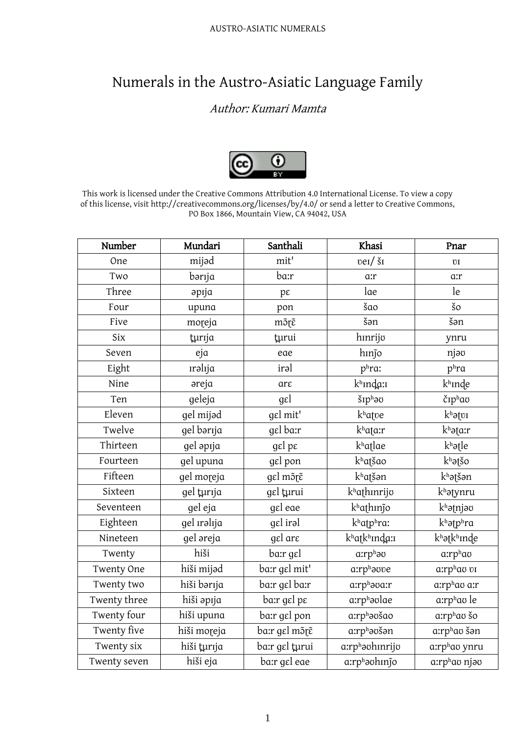# Numerals in the Austro-Asiatic Language Family

*Author: Kumari Mamta*

This work is licensed under the Creative Commons Attribution 4.0 International License. To view a copy of this license, visit http://creativecommons.org/licenses/by/4.0/ or send a letter to Creative Commons, PO Box 1866, Mountain View, CA 94042, USA

| Number | Mundari | Santhali | Khasi | Pnar |
|---|---|---|---|---|
| One | mijəd | mit' | ʊeɪ/ šɪ | ʊɪ |
| Two | bərɪja | bɑːr | ɑːr | ɑːr |
| Three | əpɪja | pɛ | lɑe | le |
| Four | upunɑ | pon | šɑo | šo |
| Five | moɽejɑ | mɔ̃ɽɛ̃ | šən | šən |
| Six | ʈ̪urɪja | ʈ̪urui | hɪnrijʊ | ynru |
| Seven | ejɑ | eɑe | hɪnʝ̃o | njəʊ |
| Eight | ɪrəlɪja | irəl | pʰrɑː | pʰrɑ |
| Nine | əreja | ɑrɛ | kʰɪnd̪ɑːɪ | kʰɪnd̪e |
| Ten | geleja | gɛl | šɪpʰəʊ | čɪpʰɑʊ |
| Eleven | gel mijəd | gɛl mit' | kʰɑʈʊe | kʰəʈʊɪ |
| Twelve | gel bərɪja | gɛl bɑːr | kʰɑʈɑːr | kʰəʈɑːr |
| Thirteen | gel əpɪja | gɛl pɛ | kʰɑʈlɑe | kʰəʈle |
| Fourteen | gel upunɑ | gɛl pon | kʰɑʈšɑo | kʰəʈšo |
| Fifteen | gel moɽejɑ | gɛl mɔ̃ɽɛ̃ | kʰɑʈšən | kʰəʈšən |
| Sixteen | gel ʈ̪urɪja | gɛl ʈ̪urui | kʰɑʈhɪnrijʊ | kʰəʈynru |
| Seventeen | gel eja | gɛl eɑe | kʰɑʈhɪnʝ̃o | kʰəʈnjəʊ |
| Eighteen | gel ɪrəlɪja | gɛl irəl | kʰɑʈpʰrɑː | kʰəʈpʰrɑ |
| Nineteen | gel əreja | gɛl ɑrɛ | kʰɑʈkʰɪnd̪ɑːɪ | kʰəʈkʰɪnd̪e |
| Twenty | hiši | bɑːr gɛl | ɑːrpʰəʊ | ɑːrpʰɑʊ |
| Twenty One | hiši mijəd | bɑːr gɛl mit' | ɑːrpʰəʊʊe | ɑːrpʰɑʊ ʊɪ |
| Twenty two | hiši bərɪja | bɑːr gɛl bɑːr | ɑːrpʰəʊɑːr | ɑːrpʰɑʊ ɑːr |
| Twenty three | hiši əpɪja | bɑːr gɛl pɛ | ɑːrpʰəʊlɑe | ɑːrpʰɑʊ le |
| Twenty four | hiši upunɑ | bɑːr gɛl pon | ɑːrpʰəʊšɑo | ɑːrpʰɑʊ šo |
| Twenty five | hiši moɽejɑ | bɑːr gɛl mɔ̃ɽɛ̃ | ɑːrpʰəʊšən | ɑːrpʰɑʊ šən |
| Twenty six | hiši ʈ̪urɪja | bɑːr gɛl ʈ̪urui | ɑːrpʰəʊhɪnrijʊ | ɑːrpʰɑʊ ynru |
| Twenty seven | hiši eja | bɑːr gɛl eɑe | ɑːrpʰəʊhɪnʝ̃o | ɑːrpʰɑʊ njəʊ |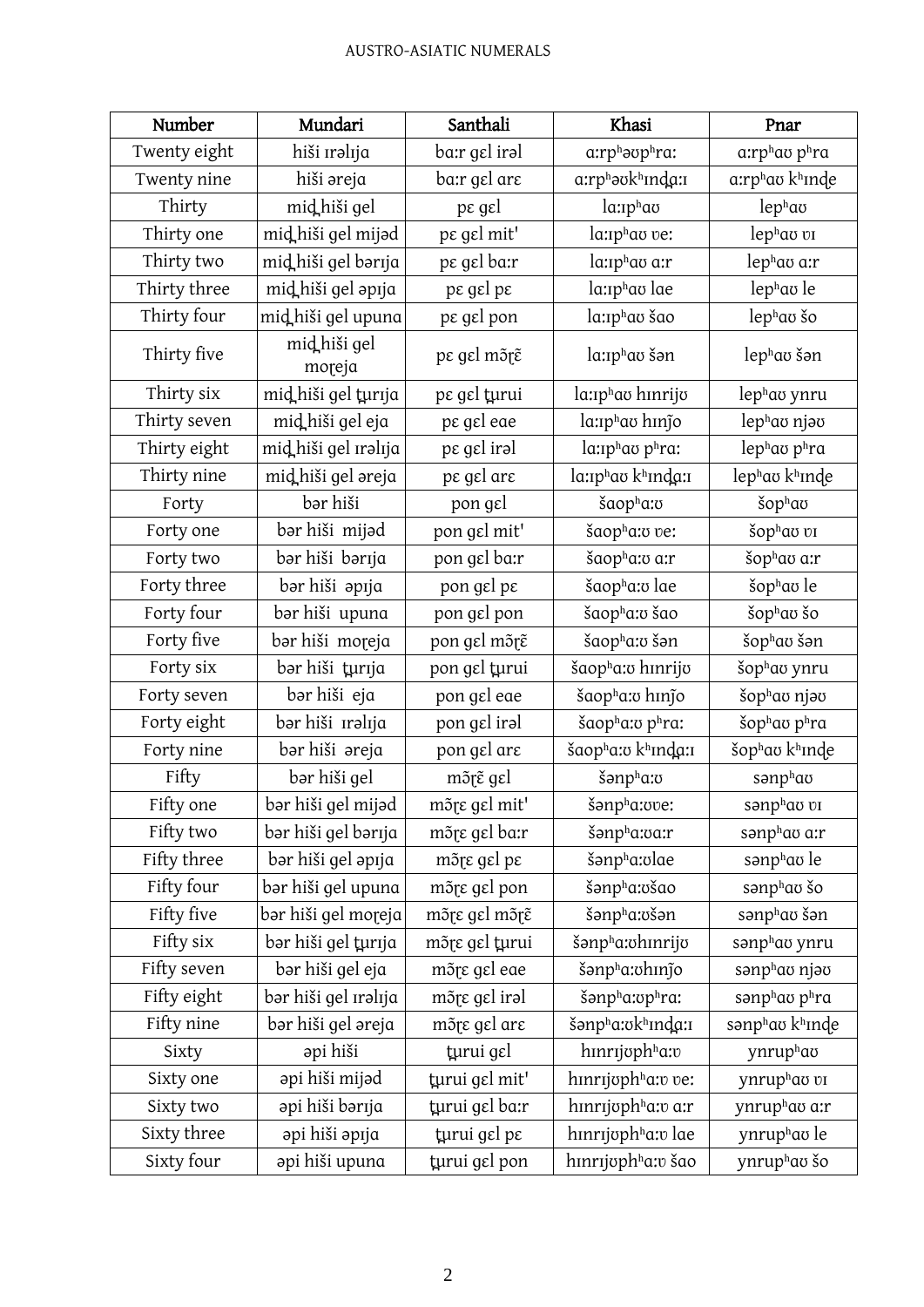| Number | Mundari | Santhali | Khasi | Pnar |
|---|---|---|---|---|
| Twenty eight | hiši ɪrəlɪja | ba:r gɛl irəl | a:rpʰəʊpʰra: | a:rpʰaʊ pʰra |
| Twenty nine | hiši əreja | ba:r gɛl arɛ | a:rpʰəʊkʰɪnḏa:ɪ | a:rpʰaʊ kʰɪnḓe |
| Thirty | miḏ hiši gel | pɛ gɛl | la:ɪpʰaʊ | lepʰaʊ |
| Thirty one | miḏ hiši gel mijəd | pɛ gɛl mit' | la:ɪpʰaʊ ʋe: | lepʰaʊ ʋɪ |
| Thirty two | miḏ hiši gel bərɪja | pɛ gɛl ba:r | la:ɪpʰaʊ a:r | lepʰaʊ a:r |
| Thirty three | miḏ hiši gel əpɪja | pɛ gɛl pɛ | la:ɪpʰaʊ lae | lepʰaʊ le |
| Thirty four | miḏ hiši gel upuna | pɛ gɛl pon | la:ɪpʰaʊ šao | lepʰaʊ šo |
| Thirty five | miḏ hiši gel moɽeja | pɛ gɛl mɔ̃ɽɛ̃ | la:ɪpʰaʊ šən | lepʰaʊ šən |
| Thirty six | miḏ hiši gel ṯurɪja | pɛ gɛl ṯurui | la:ɪpʰaʊ hɪnrijʊ | lepʰaʊ ynru |
| Thirty seven | miḏ hiši gel eja | pɛ gɛl eae | la:ɪpʰaʊ hɪnĵo | lepʰaʊ njəʊ |
| Thirty eight | miḏ hiši gel ɪrəlɪja | pɛ gɛl irəl | la:ɪpʰaʊ pʰra: | lepʰaʊ pʰra |
| Thirty nine | miḏ hiši gel əreja | pɛ gɛl arɛ | la:ɪpʰaʊ kʰɪnḏa:ɪ | lepʰaʊ kʰɪnḓe |
| Forty | bər hiši | pon gɛl | šaopʰa:ʊ | šopʰaʊ |
| Forty one | bər hiši mijəd | pon gɛl mit' | šaopʰa:ʊ ʋe: | šopʰaʊ ʋɪ |
| Forty two | bər hiši bərɪja | pon gɛl ba:r | šaopʰa:ʊ a:r | šopʰaʊ a:r |
| Forty three | bər hiši əpɪja | pon gɛl pɛ | šaopʰa:ʊ lae | šopʰaʊ le |
| Forty four | bər hiši upuna | pon gɛl pon | šaopʰa:ʊ šao | šopʰaʊ šo |
| Forty five | bər hiši moɽeja | pon gɛl mɔ̃ɽɛ̃ | šaopʰa:ʊ šən | šopʰaʊ šən |
| Forty six | bər hiši ṯurɪja | pon gɛl ṯurui | šaopʰa:ʊ hɪnrijʊ | šopʰaʊ ynru |
| Forty seven | bər hiši eja | pon gɛl eae | šaopʰa:ʊ hɪnĵo | šopʰaʊ njəʊ |
| Forty eight | bər hiši ɪrəlɪja | pon gɛl irəl | šaopʰa:ʊ pʰra: | šopʰaʊ pʰra |
| Forty nine | bər hiši əreja | pon gɛl arɛ | šaopʰa:ʊ kʰɪnḏa:ɪ | šopʰaʊ kʰɪnḓe |
| Fifty | bər hiši gel | mɔ̃ɽɛ̃ gɛl | šənpʰa:ʊ | sənpʰaʊ |
| Fifty one | bər hiši gel mijəd | mɔ̃ɽɛ gɛl mit' | šənpʰa:ʊʋe: | sənpʰaʊ ʋɪ |
| Fifty two | bər hiši gel bərɪja | mɔ̃ɽɛ gɛl ba:r | šənpʰa:ʊa:r | sənpʰaʊ a:r |
| Fifty three | bər hiši gel əpɪja | mɔ̃ɽɛ gɛl pɛ | šənpʰa:ʊlae | sənpʰaʊ le |
| Fifty four | bər hiši gel upuna | mɔ̃ɽɛ gɛl pon | šənpʰa:ʊšao | sənpʰaʊ šo |
| Fifty five | bər hiši gel moɽeja | mɔ̃ɽɛ gɛl mɔ̃ɽɛ̃ | šənpʰa:ʊšən | sənpʰaʊ šən |
| Fifty six | bər hiši gel ṯurɪja | mɔ̃ɽɛ gɛl ṯurui | šənpʰa:ʊhɪnrijʊ | sənpʰaʊ ynru |
| Fifty seven | bər hiši gel eja | mɔ̃ɽɛ gɛl eae | šənpʰa:ʊhɪnĵo | sənpʰaʊ njəʊ |
| Fifty eight | bər hiši gel ɪrəlɪja | mɔ̃ɽɛ gɛl irəl | šənpʰa:ʊpʰra: | sənpʰaʊ pʰra |
| Fifty nine | bər hiši gel əreja | mɔ̃ɽɛ gɛl arɛ | šənpʰa:ʊkʰɪnḏa:ɪ | sənpʰaʊ kʰɪnḓe |
| Sixty | əpi hiši | ṯurui gɛl | hɪnrɪjʊphʰa:ʊ | ynrupʰaʊ |
| Sixty one | əpi hiši mijəd | ṯurui gɛl mit' | hɪnrɪjʊphʰa:ʊ ʋe: | ynrupʰaʊ ʋɪ |
| Sixty two | əpi hiši bərɪja | ṯurui gɛl ba:r | hɪnrɪjʊphʰa:ʊ a:r | ynrupʰaʊ a:r |
| Sixty three | əpi hiši əpɪja | ṯurui gɛl pɛ | hɪnrɪjʊphʰa:ʊ lae | ynrupʰaʊ le |
| Sixty four | əpi hiši upuna | ṯurui gɛl pon | hɪnrɪjʊphʰa:ʊ šao | ynrupʰaʊ šo |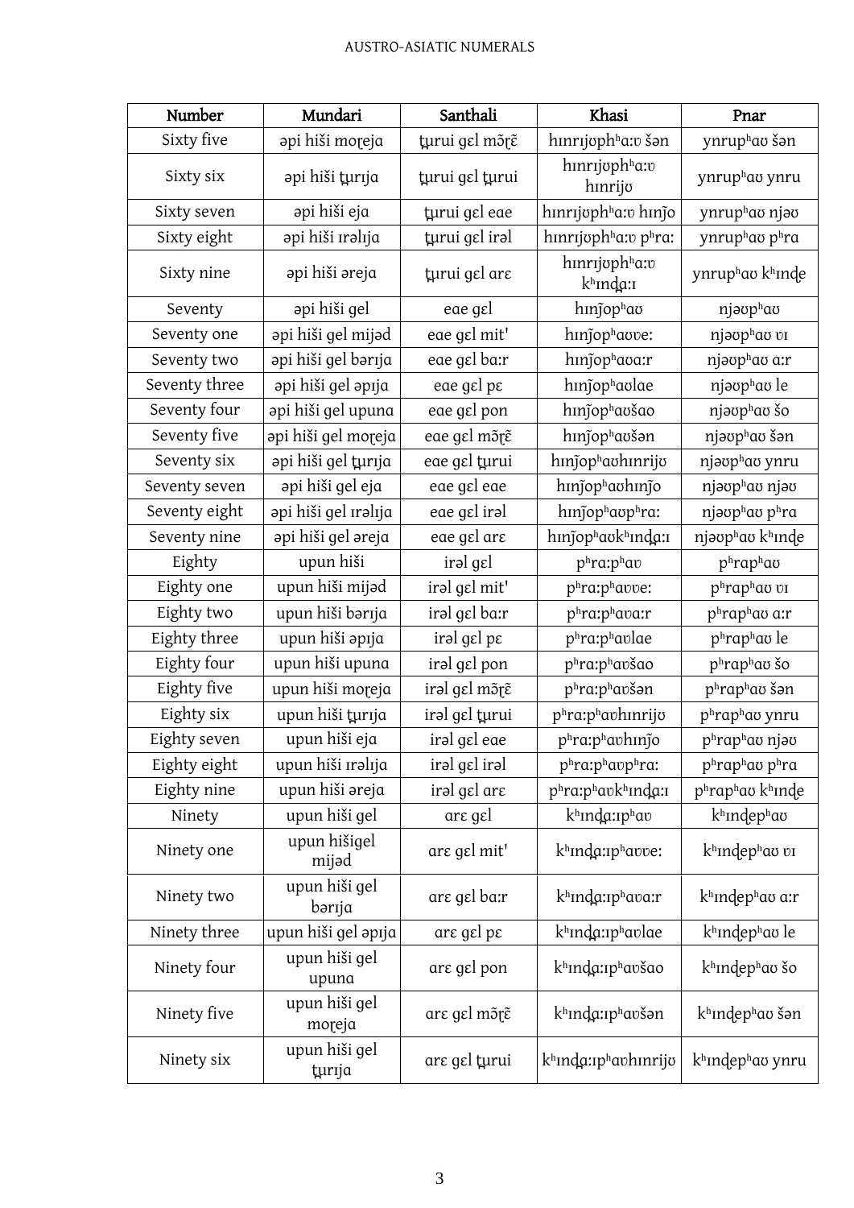| Number | Mundari | Santhali | Khasi | Pnar |
|---|---|---|---|---|
| Sixty five | əpi hiši moɽeja | ʈ̪urui gɛl mɔ̃ɽɛ̃ | hınrıjʊphʰaːʋ šən | ynrupʰaʊ šən |
| Sixty six | əpi hiši ʈ̪urıja | ʈ̪urui gɛl ʈ̪urui | hınrıjʊphʰaːʋ hınrijʊ | ynrupʰaʊ ynru |
| Sixty seven | əpi hiši eja | ʈ̪urui gɛl eae | hınrıjʊphʰaːʋ hınj̃o | ynrupʰaʊ njəʊ |
| Sixty eight | əpi hiši ırəlıja | ʈ̪urui gɛl irəl | hınrıjʊphʰaːʋ pʰraː | ynrupʰaʊ pʰra |
| Sixty nine | əpi hiši əreja | ʈ̪urui gɛl arɛ | hınrıjʊphʰaːʋ kʰınd̪aːı | ynrupʰaʊ kʰınɖe |
| Seventy | əpi hiši gel | eae gɛl | hınj̃opʰaʊ | njəʊpʰaʊ |
| Seventy one | əpi hiši gel mijəd | eae gɛl mit' | hınj̃opʰaʊʋeː | njəʊpʰaʊ ʋı |
| Seventy two | əpi hiši gel bərıja | eae gɛl baːr | hınj̃opʰaʊaːr | njəʊpʰaʊ aːr |
| Seventy three | əpi hiši gel əpıja | eae gɛl pɛ | hınj̃opʰaʊlae | njəʊpʰaʊ le |
| Seventy four | əpi hiši gel upuna | eae gɛl pon | hınj̃opʰaʊšao | njəʊpʰaʊ šo |
| Seventy five | əpi hiši gel moɽeja | eae gɛl mɔ̃ɽɛ̃ | hınj̃opʰaʊšən | njəʊpʰaʊ šən |
| Seventy six | əpi hiši gel ʈ̪urıja | eae gɛl ʈ̪urui | hınj̃opʰaʊhınrijʊ | njəʊpʰaʊ ynru |
| Seventy seven | əpi hiši gel eja | eae gɛl eae | hınj̃opʰaʊhınj̃o | njəʊpʰaʊ njəʊ |
| Seventy eight | əpi hiši gel ırəlıja | eae gɛl irəl | hınj̃opʰaʊpʰraː | njəʊpʰaʊ pʰra |
| Seventy nine | əpi hiši gel əreja | eae gɛl arɛ | hınj̃opʰaʊkʰınd̪aːı | njəʊpʰaʊ kʰınɖe |
| Eighty | upun hiši | irəl gɛl | pʰraːpʰaʊ | pʰrapʰaʊ |
| Eighty one | upun hiši mijəd | irəl gɛl mit' | pʰraːpʰaʊʋeː | pʰrapʰaʊ ʋı |
| Eighty two | upun hiši bərıja | irəl gɛl baːr | pʰraːpʰaʊaːr | pʰrapʰaʊ aːr |
| Eighty three | upun hiši əpıja | irəl gɛl pɛ | pʰraːpʰaʊlae | pʰrapʰaʊ le |
| Eighty four | upun hiši upuna | irəl gɛl pon | pʰraːpʰaʊšao | pʰrapʰaʊ šo |
| Eighty five | upun hiši moɽeja | irəl gɛl mɔ̃ɽɛ̃ | pʰraːpʰaʊšən | pʰrapʰaʊ šən |
| Eighty six | upun hiši ʈ̪urıja | irəl gɛl ʈ̪urui | pʰraːpʰaʊhınrijʊ | pʰrapʰaʊ ynru |
| Eighty seven | upun hiši eja | irəl gɛl eae | pʰraːpʰaʊhınj̃o | pʰrapʰaʊ njəʊ |
| Eighty eight | upun hiši ırəlıja | irəl gɛl irəl | pʰraːpʰaʊpʰraː | pʰrapʰaʊ pʰra |
| Eighty nine | upun hiši əreja | irəl gɛl arɛ | pʰraːpʰaʊkʰınd̪aːı | pʰrapʰaʊ kʰınɖe |
| Ninety | upun hiši gel | arɛ gɛl | kʰınd̪aːıpʰaʊ | kʰınɖepʰaʊ |
| Ninety one | upun hišigel mijəd | arɛ gɛl mit' | kʰınd̪aːıpʰaʊʋeː | kʰınɖepʰaʊ ʋı |
| Ninety two | upun hiši gel bərıja | arɛ gɛl baːr | kʰınd̪aːıpʰaʊaːr | kʰınɖepʰaʊ aːr |
| Ninety three | upun hiši gel əpıja | arɛ gɛl pɛ | kʰınd̪aːıpʰaʊlae | kʰınɖepʰaʊ le |
| Ninety four | upun hiši gel upuna | arɛ gɛl pon | kʰınd̪aːıpʰaʊšao | kʰınɖepʰaʊ šo |
| Ninety five | upun hiši gel moɽeja | arɛ gɛl mɔ̃ɽɛ̃ | kʰınd̪aːıpʰaʊšən | kʰınɖepʰaʊ šən |
| Ninety six | upun hiši gel ʈ̪urıja | arɛ gɛl ʈ̪urui | kʰınd̪aːıpʰaʊhınrijʊ | kʰınɖepʰaʊ ynru |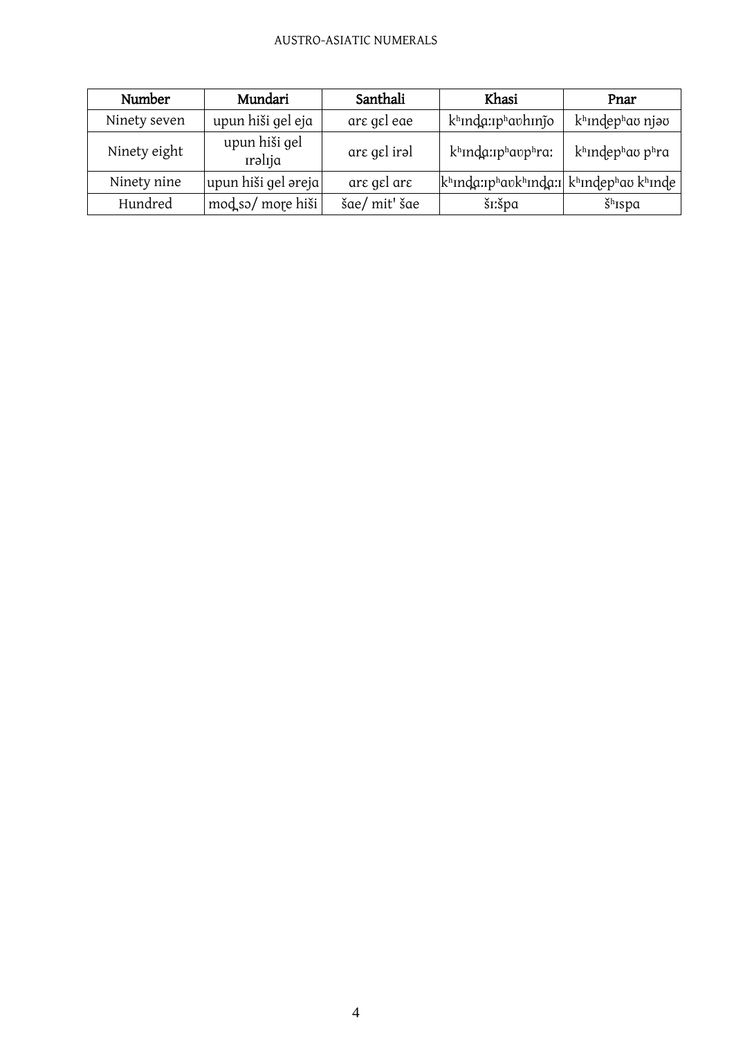| Number | Mundari | Santhali | Khasi | Pnar |
|---|---|---|---|---|
| Ninety seven | upun hiši gel eja | arɛ gɛl eae | kʰɪnd̪a:ɪpʰaʊhɪnj̃o | kʰɪnd̪epʰaʊ njəʊ |
| Ninety eight | upun hiši gel ɪrəlɪja | arɛ gɛl irəl | kʰɪnd̪a:ɪpʰaʊpʰra: | kʰɪnd̪epʰaʊ pʰra |
| Ninety nine | upun hiši gel əreja | arɛ gɛl arɛ | kʰɪnd̪a:ɪpʰaʊkʰɪnd̪a:ɪ | kʰɪnd̪epʰaʊ kʰɪnd̪e |
| Hundred | mod̪ sɔ/ moɽe hiši | šae/ mit' šae | šɪ:špa | šʰɪspa |